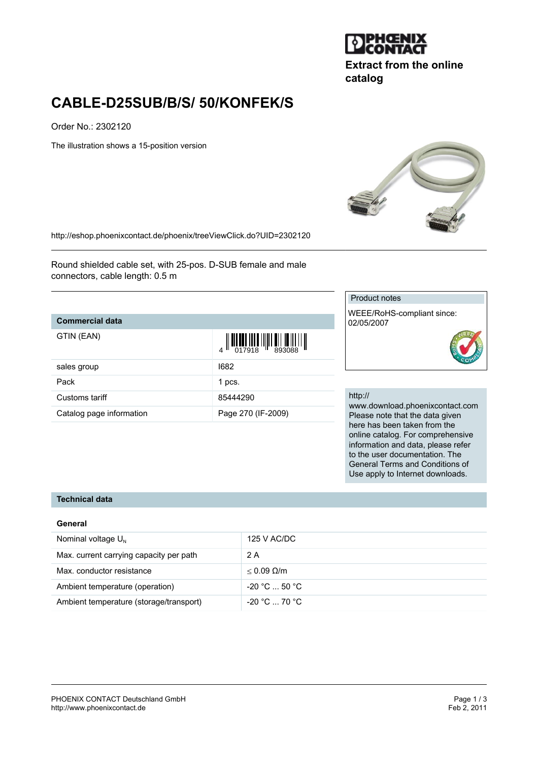Extract from the online catalog

# CABLE-D25SUB/B/S/ 50/KONFEK/S

Order No.: 2302120

The illustration shows a 15-position version

http://eshop.phoenixcontact.de/phoenix/treeViewClick.do?UID=2302120

Round shielded cable set, with 25-pos. D-SUB female and male connectors, cable length: 0.5 m

## Commercial data

| Commercial data | |
|---|---|
| GTIN (EAN) | 4 017918 893088 |
| sales group | I682 |
| Pack | 1 pcs. |
| Customs tariff | 85444290 |
| Catalog page information | Page 270 (IF-2009) |

**Product notes**

WEEE/RoHS-compliant since: 02/05/2007

http://www.download.phoenixcontact.com
Please note that the data given here has been taken from the online catalog. For comprehensive information and data, please refer to the user documentation. The General Terms and Conditions of Use apply to Internet downloads.

## Technical data

### General

| General | |
|---|---|
| Nominal voltage $U_N$ | 125 V AC/DC |
| Max. current carrying capacity per path | 2 A |
| Max. conductor resistance | $\leq$ 0.09 Ω/m |
| Ambient temperature (operation) | -20 °C ... 50 °C |
| Ambient temperature (storage/transport) | -20 °C ... 70 °C |

PHOENIX CONTACT Deutschland GmbH
http://www.phoenixcontact.de

Feb 2, 2011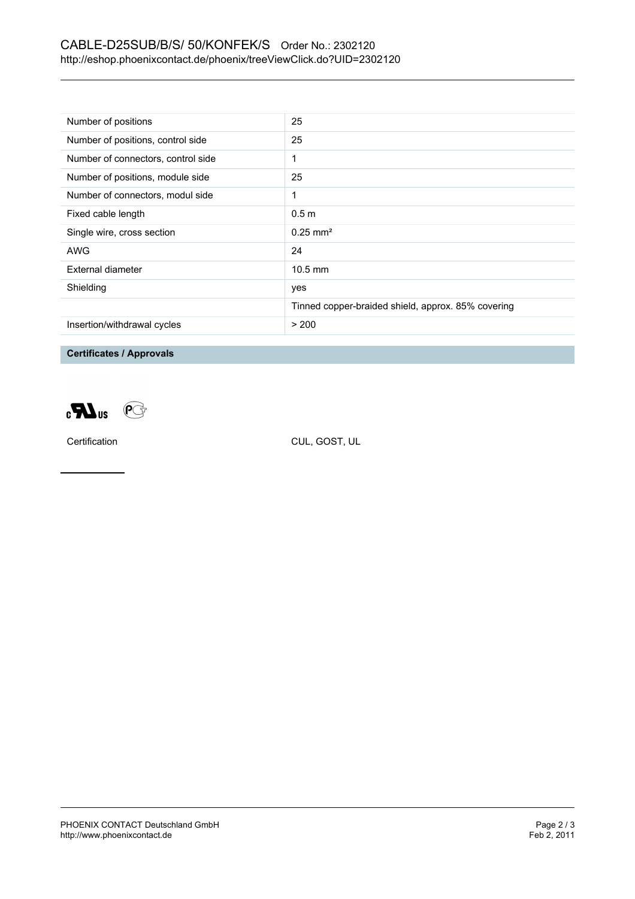| Number of positions | 25 |
| --- | --- |
| Number of positions, control side | 25 |
| Number of connectors, control side | 1 |
| Number of positions, module side | 25 |
| Number of connectors, modul side | 1 |
| Fixed cable length | 0.5 m |
| Single wire, cross section | 0.25 mm² |
| AWG | 24 |
| External diameter | 10.5 mm |
| Shielding | yes |
| | Tinned copper-braided shield, approx. 85% covering |
| Insertion/withdrawal cycles | > 200 |

## Certificates / Approvals

| Certification | CUL, GOST, UL |
| --- | --- |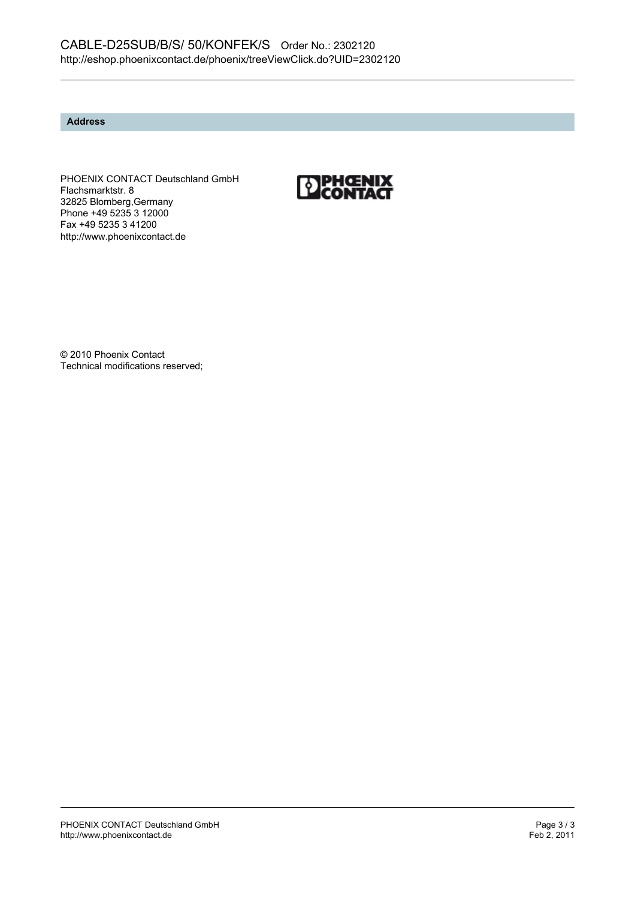## Address

PHOENIX CONTACT Deutschland GmbH
Flachsmarktstr. 8
32825 Blomberg,Germany
Phone +49 5235 3 12000
Fax +49 5235 3 41200
http://www.phoenixcontact.de

© 2010 Phoenix Contact
Technical modifications reserved;